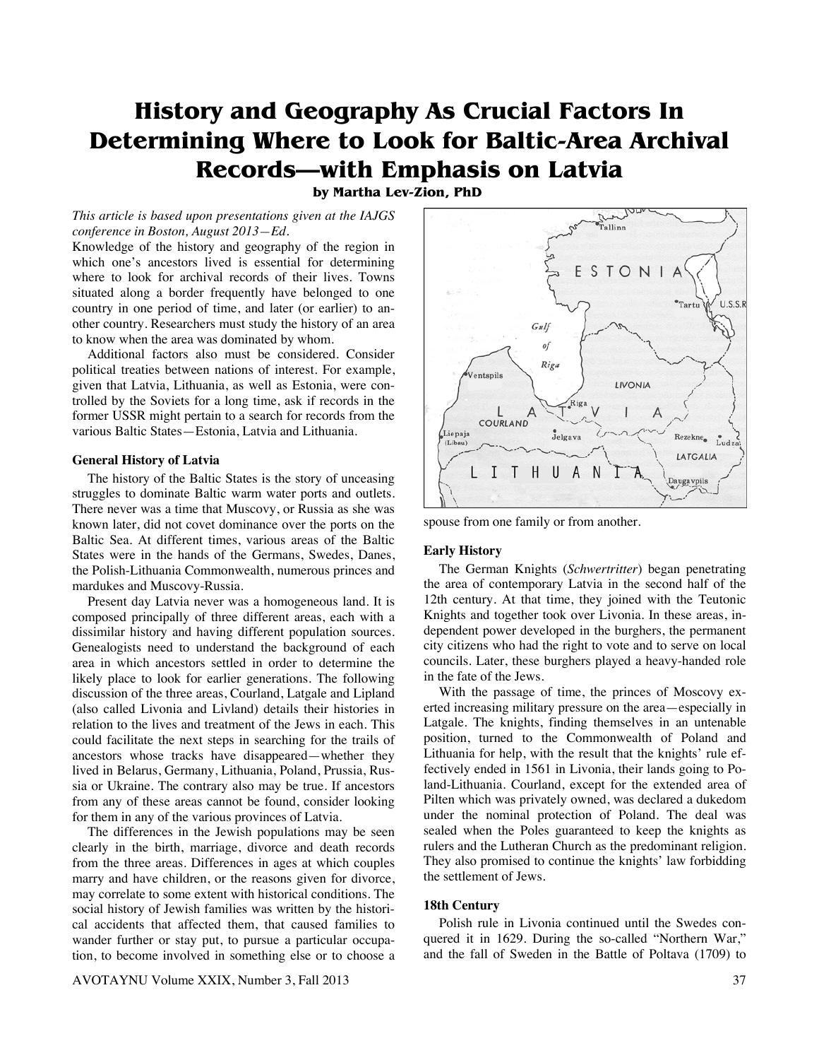# History and Geography As Crucial Factors In Determining Where to Look for Baltic-Area Archival Records—with Emphasis on Latvia

**by Martha Lev-Zion, PhD**

*This article is based upon presentations given at the IAJGS conference in Boston, August 2013—Ed.*

Knowledge of the history and geography of the region in which one's ancestors lived is essential for determining where to look for archival records of their lives. Towns situated along a border frequently have belonged to one country in one period of time, and later (or earlier) to another country. Researchers must study the history of an area to know when the area was dominated by whom.

Additional factors also must be considered. Consider political treaties between nations of interest. For example, given that Latvia, Lithuania, as well as Estonia, were controlled by the Soviets for a long time, ask if records in the former USSR might pertain to a search for records from the various Baltic States—Estonia, Latvia and Lithuania.

### General History of Latvia

The history of the Baltic States is the story of unceasing struggles to dominate Baltic warm water ports and outlets. There never was a time that Muscovy, or Russia as she was known later, did not covet dominance over the ports on the Baltic Sea. At different times, various areas of the Baltic States were in the hands of the Germans, Swedes, Danes, the Polish-Lithuania Commonwealth, numerous princes and mardukes and Muscovy-Russia.

Present day Latvia never was a homogeneous land. It is composed principally of three different areas, each with a dissimilar history and having different population sources. Genealogists need to understand the background of each area in which ancestors settled in order to determine the likely place to look for earlier generations. The following discussion of the three areas, Courland, Latgale and Lipland (also called Livonia and Livland) details their histories in relation to the lives and treatment of the Jews in each. This could facilitate the next steps in searching for the trails of ancestors whose tracks have disappeared—whether they lived in Belarus, Germany, Lithuania, Poland, Prussia, Russia or Ukraine. The contrary also may be true. If ancestors from any of these areas cannot be found, consider looking for them in any of the various provinces of Latvia.

The differences in the Jewish populations may be seen clearly in the birth, marriage, divorce and death records from the three areas. Differences in ages at which couples marry and have children, or the reasons given for divorce, may correlate to some extent with historical conditions. The social history of Jewish families was written by the historical accidents that affected them, that caused families to wander further or stay put, to pursue a particular occupation, to become involved in something else or to choose a spouse from one family or from another.

### Early History

The German Knights (*Schwertritter*) began penetrating the area of contemporary Latvia in the second half of the 12th century. At that time, they joined with the Teutonic Knights and together took over Livonia. In these areas, independent power developed in the burghers, the permanent city citizens who had the right to vote and to serve on local councils. Later, these burghers played a heavy-handed role in the fate of the Jews.

With the passage of time, the princes of Moscovy exerted increasing military pressure on the area—especially in Latgale. The knights, finding themselves in an untenable position, turned to the Commonwealth of Poland and Lithuania for help, with the result that the knights' rule effectively ended in 1561 in Livonia, their lands going to Poland-Lithuania. Courland, except for the extended area of Pilten which was privately owned, was declared a dukedom under the nominal protection of Poland. The deal was sealed when the Poles guaranteed to keep the knights as rulers and the Lutheran Church as the predominant religion. They also promised to continue the knights' law forbidding the settlement of Jews.

### 18th Century

Polish rule in Livonia continued until the Swedes conquered it in 1629. During the so-called "Northern War," and the fall of Sweden in the Battle of Poltava (1709) to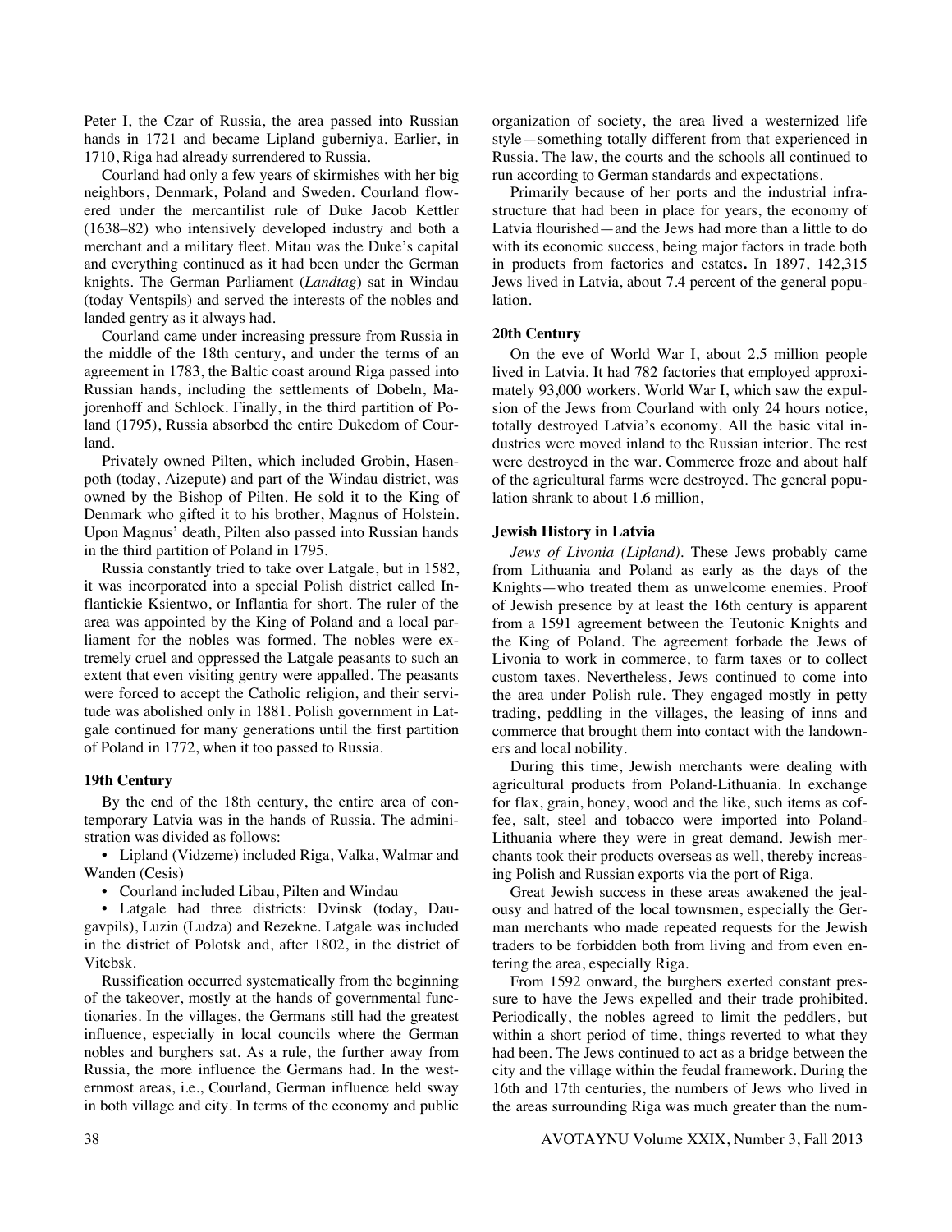Peter I, the Czar of Russia, the area passed into Russian hands in 1721 and became Lipland guberniya. Earlier, in 1710, Riga had already surrendered to Russia.

Courland had only a few years of skirmishes with her big neighbors, Denmark, Poland and Sweden. Courland flowered under the mercantilist rule of Duke Jacob Kettler (1638–82) who intensively developed industry and both a merchant and a military fleet. Mitau was the Duke's capital and everything continued as it had been under the German knights. The German Parliament (*Landtag*) sat in Windau (today Ventspils) and served the interests of the nobles and landed gentry as it always had.

Courland came under increasing pressure from Russia in the middle of the 18th century, and under the terms of an agreement in 1783, the Baltic coast around Riga passed into Russian hands, including the settlements of Dobeln, Majorenhoff and Schlock. Finally, in the third partition of Poland (1795), Russia absorbed the entire Dukedom of Courland.

Privately owned Pilten, which included Grobin, Hasenpoth (today, Aizepute) and part of the Windau district, was owned by the Bishop of Pilten. He sold it to the King of Denmark who gifted it to his brother, Magnus of Holstein. Upon Magnus' death, Pilten also passed into Russian hands in the third partition of Poland in 1795.

Russia constantly tried to take over Latgale, but in 1582, it was incorporated into a special Polish district called Inflantickie Ksientwo, or Inflantia for short. The ruler of the area was appointed by the King of Poland and a local parliament for the nobles was formed. The nobles were extremely cruel and oppressed the Latgale peasants to such an extent that even visiting gentry were appalled. The peasants were forced to accept the Catholic religion, and their servitude was abolished only in 1881. Polish government in Latgale continued for many generations until the first partition of Poland in 1772, when it too passed to Russia.

### 19th Century

By the end of the 18th century, the entire area of contemporary Latvia was in the hands of Russia. The administration was divided as follows:

- Lipland (Vidzeme) included Riga, Valka, Walmar and Wanden (Cesis)
- Courland included Libau, Pilten and Windau
- Latgale had three districts: Dvinsk (today, Daugavpils), Luzin (Ludza) and Rezekne. Latgale was included in the district of Polotsk and, after 1802, in the district of Vitebsk.

Russification occurred systematically from the beginning of the takeover, mostly at the hands of governmental functionaries. In the villages, the Germans still had the greatest influence, especially in local councils where the German nobles and burghers sat. As a rule, the further away from Russia, the more influence the Germans had. In the westernmost areas, i.e., Courland, German influence held sway in both village and city. In terms of the economy and public organization of society, the area lived a westernized life style—something totally different from that experienced in Russia. The law, the courts and the schools all continued to run according to German standards and expectations.

Primarily because of her ports and the industrial infrastructure that had been in place for years, the economy of Latvia flourished—and the Jews had more than a little to do with its economic success, being major factors in trade both in products from factories and estates**.** In 1897, 142,315 Jews lived in Latvia, about 7.4 percent of the general population.

### 20th Century

On the eve of World War I, about 2.5 million people lived in Latvia. It had 782 factories that employed approximately 93,000 workers. World War I, which saw the expulsion of the Jews from Courland with only 24 hours notice, totally destroyed Latvia's economy. All the basic vital industries were moved inland to the Russian interior. The rest were destroyed in the war. Commerce froze and about half of the agricultural farms were destroyed. The general population shrank to about 1.6 million,

### Jewish History in Latvia

*Jews of Livonia (Lipland).* These Jews probably came from Lithuania and Poland as early as the days of the Knights—who treated them as unwelcome enemies. Proof of Jewish presence by at least the 16th century is apparent from a 1591 agreement between the Teutonic Knights and the King of Poland. The agreement forbade the Jews of Livonia to work in commerce, to farm taxes or to collect custom taxes. Nevertheless, Jews continued to come into the area under Polish rule. They engaged mostly in petty trading, peddling in the villages, the leasing of inns and commerce that brought them into contact with the landowners and local nobility.

During this time, Jewish merchants were dealing with agricultural products from Poland-Lithuania. In exchange for flax, grain, honey, wood and the like, such items as coffee, salt, steel and tobacco were imported into Poland-Lithuania where they were in great demand. Jewish merchants took their products overseas as well, thereby increasing Polish and Russian exports via the port of Riga.

Great Jewish success in these areas awakened the jealousy and hatred of the local townsmen, especially the German merchants who made repeated requests for the Jewish traders to be forbidden both from living and from even entering the area, especially Riga.

From 1592 onward, the burghers exerted constant pressure to have the Jews expelled and their trade prohibited. Periodically, the nobles agreed to limit the peddlers, but within a short period of time, things reverted to what they had been. The Jews continued to act as a bridge between the city and the village within the feudal framework. During the 16th and 17th centuries, the numbers of Jews who lived in the areas surrounding Riga was much greater than the num-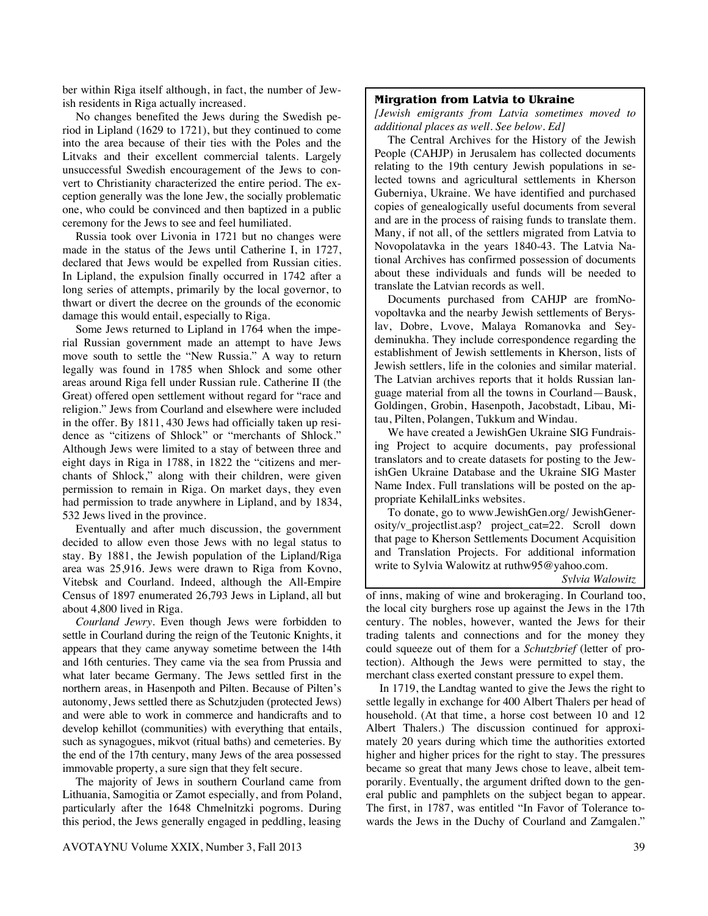ber within Riga itself although, in fact, the number of Jewish residents in Riga actually increased.

No changes benefited the Jews during the Swedish period in Lipland (1629 to 1721), but they continued to come into the area because of their ties with the Poles and the Litvaks and their excellent commercial talents. Largely unsuccessful Swedish encouragement of the Jews to convert to Christianity characterized the entire period. The exception generally was the lone Jew, the socially problematic one, who could be convinced and then baptized in a public ceremony for the Jews to see and feel humiliated.

Russia took over Livonia in 1721 but no changes were made in the status of the Jews until Catherine I, in 1727, declared that Jews would be expelled from Russian cities. In Lipland, the expulsion finally occurred in 1742 after a long series of attempts, primarily by the local governor, to thwart or divert the decree on the grounds of the economic damage this would entail, especially to Riga.

Some Jews returned to Lipland in 1764 when the imperial Russian government made an attempt to have Jews move south to settle the "New Russia." A way to return legally was found in 1785 when Shlock and some other areas around Riga fell under Russian rule. Catherine II (the Great) offered open settlement without regard for "race and religion." Jews from Courland and elsewhere were included in the offer. By 1811, 430 Jews had officially taken up residence as "citizens of Shlock" or "merchants of Shlock." Although Jews were limited to a stay of between three and eight days in Riga in 1788, in 1822 the "citizens and merchants of Shlock," along with their children, were given permission to remain in Riga. On market days, they even had permission to trade anywhere in Lipland, and by 1834, 532 Jews lived in the province.

Eventually and after much discussion, the government decided to allow even those Jews with no legal status to stay. By 1881, the Jewish population of the Lipland/Riga area was 25,916. Jews were drawn to Riga from Kovno, Vitebsk and Courland. Indeed, although the All-Empire Census of 1897 enumerated 26,793 Jews in Lipland, all but about 4,800 lived in Riga.

*Courland Jewry*. Even though Jews were forbidden to settle in Courland during the reign of the Teutonic Knights, it appears that they came anyway sometime between the 14th and 16th centuries. They came via the sea from Prussia and what later became Germany. The Jews settled first in the northern areas, in Hasenpoth and Pilten. Because of Pilten's autonomy, Jews settled there as Schutzjuden (protected Jews) and were able to work in commerce and handicrafts and to develop kehillot (communities) with everything that entails, such as synagogues, mikvot (ritual baths) and cemeteries. By the end of the 17th century, many Jews of the area possessed immovable property, a sure sign that they felt secure.

The majority of Jews in southern Courland came from Lithuania, Samogitia or Zamot especially, and from Poland, particularly after the 1648 Chmelnitzki pogroms. During this period, the Jews generally engaged in peddling, leasing of inns, making of wine and brokeraging. In Courland too, the local city burghers rose up against the Jews in the 17th century. The nobles, however, wanted the Jews for their trading talents and connections and for the money they could squeeze out of them for a *Schutzbrief* (letter of protection). Although the Jews were permitted to stay, the merchant class exerted constant pressure to expel them.

In 1719, the Landtag wanted to give the Jews the right to settle legally in exchange for 400 Albert Thalers per head of household. (At that time, a horse cost between 10 and 12 Albert Thalers.) The discussion continued for approximately 20 years during which time the authorities extorted higher and higher prices for the right to stay. The pressures became so great that many Jews chose to leave, albeit temporarily. Eventually, the argument drifted down to the general public and pamphlets on the subject began to appear. The first, in 1787, was entitled "In Favor of Tolerance towards the Jews in the Duchy of Courland and Zamgalen."

---

### Mirgration from Latvia to Ukraine

*[Jewish emigrants from Latvia sometimes moved to additional places as well. See below. Ed]*

The Central Archives for the History of the Jewish People (CAHJP) in Jerusalem has collected documents relating to the 19th century Jewish populations in selected towns and agricultural settlements in Kherson Guberniya, Ukraine. We have identified and purchased copies of genealogically useful documents from several and are in the process of raising funds to translate them. Many, if not all, of the settlers migrated from Latvia to Novopolatavka in the years 1840-43. The Latvia National Archives has confirmed possession of documents about these individuals and funds will be needed to translate the Latvian records as well.

Documents purchased from CAHJP are fromNovopoltavka and the nearby Jewish settlements of Beryslav, Dobre, Lvove, Malaya Romanovka and Seydeminukha. They include correspondence regarding the establishment of Jewish settlements in Kherson, lists of Jewish settlers, life in the colonies and similar material. The Latvian archives reports that it holds Russian language material from all the towns in Courland—Bausk, Goldingen, Grobin, Hasenpoth, Jacobstadt, Libau, Mitau, Pilten, Polangen, Tukkum and Windau.

We have created a JewishGen Ukraine SIG Fundraising Project to acquire documents, pay professional translators and to create datasets for posting to the JewishGen Ukraine Database and the Ukraine SIG Master Name Index. Full translations will be posted on the appropriate KehilalLinks websites.

To donate, go to www.JewishGen.org/ JewishGenerosity/v_projectlist.asp? project_cat=22. Scroll down that page to Kherson Settlements Document Acquisition and Translation Projects. For additional information write to Sylvia Walowitz at ruthw95@yahoo.com.

*Sylvia Walowitz*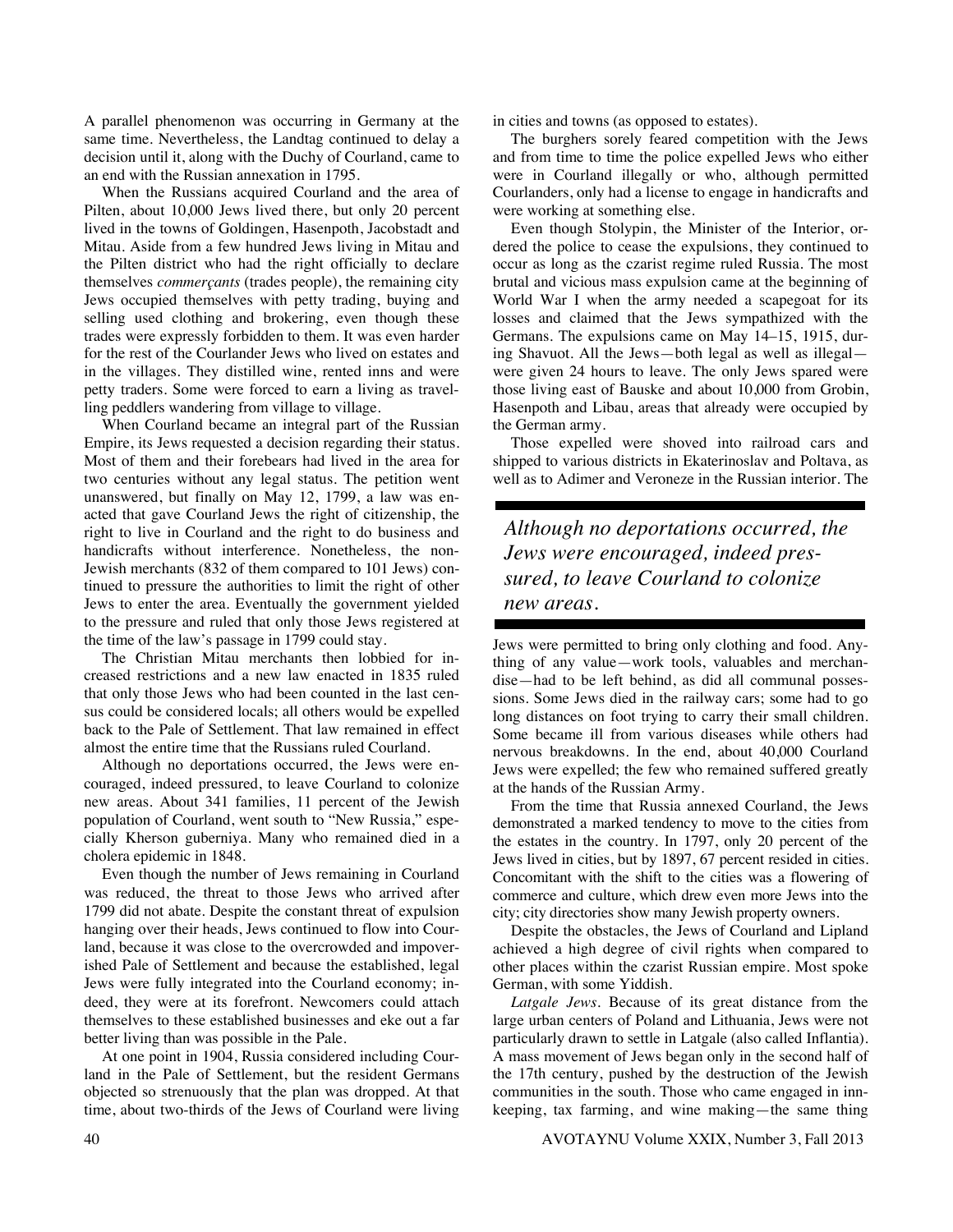A parallel phenomenon was occurring in Germany at the same time. Nevertheless, the Landtag continued to delay a decision until it, along with the Duchy of Courland, came to an end with the Russian annexation in 1795.

When the Russians acquired Courland and the area of Pilten, about 10,000 Jews lived there, but only 20 percent lived in the towns of Goldingen, Hasenpoth, Jacobstadt and Mitau. Aside from a few hundred Jews living in Mitau and the Pilten district who had the right officially to declare themselves *commerçants* (trades people), the remaining city Jews occupied themselves with petty trading, buying and selling used clothing and brokering, even though these trades were expressly forbidden to them. It was even harder for the rest of the Courlander Jews who lived on estates and in the villages. They distilled wine, rented inns and were petty traders. Some were forced to earn a living as travelling peddlers wandering from village to village.

When Courland became an integral part of the Russian Empire, its Jews requested a decision regarding their status. Most of them and their forebears had lived in the area for two centuries without any legal status. The petition went unanswered, but finally on May 12, 1799, a law was enacted that gave Courland Jews the right of citizenship, the right to live in Courland and the right to do business and handicrafts without interference. Nonetheless, the non-Jewish merchants (832 of them compared to 101 Jews) continued to pressure the authorities to limit the right of other Jews to enter the area. Eventually the government yielded to the pressure and ruled that only those Jews registered at the time of the law's passage in 1799 could stay.

The Christian Mitau merchants then lobbied for increased restrictions and a new law enacted in 1835 ruled that only those Jews who had been counted in the last census could be considered locals; all others would be expelled back to the Pale of Settlement. That law remained in effect almost the entire time that the Russians ruled Courland.

Although no deportations occurred, the Jews were encouraged, indeed pressured, to leave Courland to colonize new areas. About 341 families, 11 percent of the Jewish population of Courland, went south to "New Russia," especially Kherson guberniya. Many who remained died in a cholera epidemic in 1848.

Even though the number of Jews remaining in Courland was reduced, the threat to those Jews who arrived after 1799 did not abate. Despite the constant threat of expulsion hanging over their heads, Jews continued to flow into Courland, because it was close to the overcrowded and impoverished Pale of Settlement and because the established, legal Jews were fully integrated into the Courland economy; indeed, they were at its forefront. Newcomers could attach themselves to these established businesses and eke out a far better living than was possible in the Pale.

At one point in 1904, Russia considered including Courland in the Pale of Settlement, but the resident Germans objected so strenuously that the plan was dropped. At that time, about two-thirds of the Jews of Courland were living in cities and towns (as opposed to estates).

The burghers sorely feared competition with the Jews and from time to time the police expelled Jews who either were in Courland illegally or who, although permitted Courlanders, only had a license to engage in handicrafts and were working at something else.

Even though Stolypin, the Minister of the Interior, ordered the police to cease the expulsions, they continued to occur as long as the czarist regime ruled Russia. The most brutal and vicious mass expulsion came at the beginning of World War I when the army needed a scapegoat for its losses and claimed that the Jews sympathized with the Germans. The expulsions came on May 14–15, 1915, during Shavuot. All the Jews—both legal as well as illegal—were given 24 hours to leave. The only Jews spared were those living east of Bauske and about 10,000 from Grobin, Hasenpoth and Libau, areas that already were occupied by the German army.

Those expelled were shoved into railroad cars and shipped to various districts in Ekaterinoslav and Poltava, as well as to Adimer and Veroneze in the Russian interior. The Jews were permitted to bring only clothing and food. Anything of any value—work tools, valuables and merchandise—had to be left behind, as did all communal possessions. Some Jews died in the railway cars; some had to go long distances on foot trying to carry their small children. Some became ill from various diseases while others had nervous breakdowns. In the end, about 40,000 Courland Jews were expelled; the few who remained suffered greatly at the hands of the Russian Army.

> *Although no deportations occurred, the Jews were encouraged, indeed pressured, to leave Courland to colonize new areas.*

From the time that Russia annexed Courland, the Jews demonstrated a marked tendency to move to the cities from the estates in the country. In 1797, only 20 percent of the Jews lived in cities, but by 1897, 67 percent resided in cities. Concomitant with the shift to the cities was a flowering of commerce and culture, which drew even more Jews into the city; city directories show many Jewish property owners.

Despite the obstacles, the Jews of Courland and Lipland achieved a high degree of civil rights when compared to other places within the czarist Russian empire. Most spoke German, with some Yiddish.

*Latgale Jews.* Because of its great distance from the large urban centers of Poland and Lithuania, Jews were not particularly drawn to settle in Latgale (also called Inflantia). A mass movement of Jews began only in the second half of the 17th century, pushed by the destruction of the Jewish communities in the south. Those who came engaged in innkeeping, tax farming, and wine making—the same thing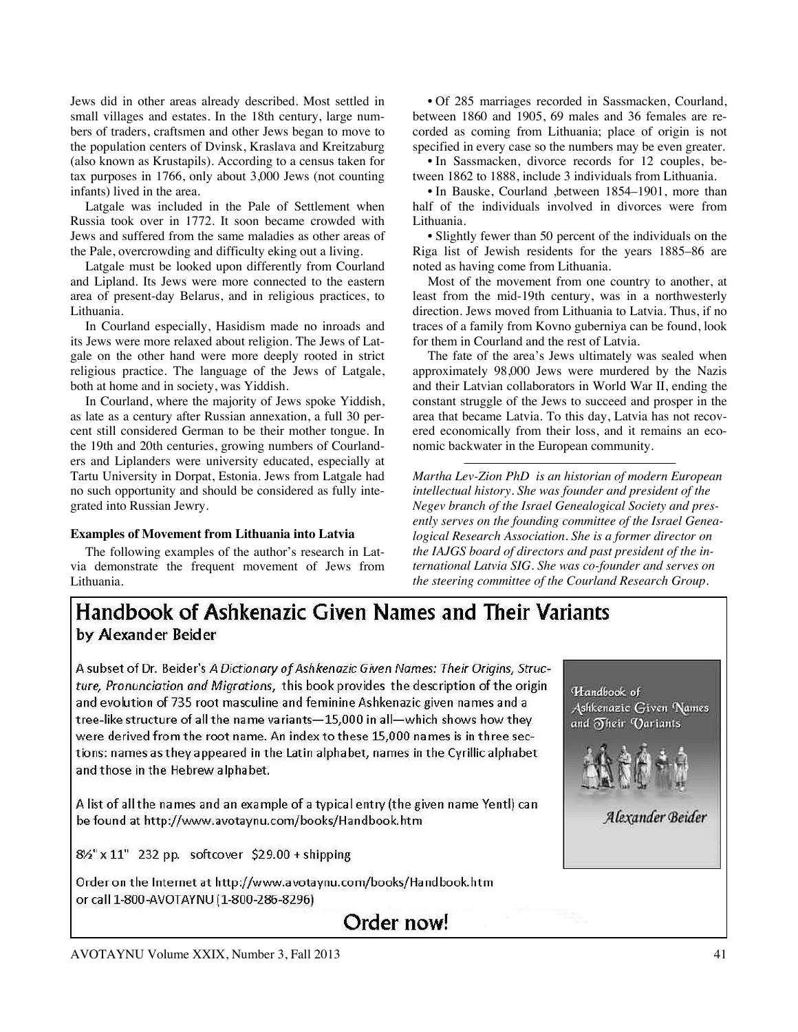Jews did in other areas already described. Most settled in small villages and estates. In the 18th century, large numbers of traders, craftsmen and other Jews began to move to the population centers of Dvinsk, Kraslava and Kreitzaburg (also known as Krustapils). According to a census taken for tax purposes in 1766, only about 3,000 Jews (not counting infants) lived in the area.

Latgale was included in the Pale of Settlement when Russia took over in 1772. It soon became crowded with Jews and suffered from the same maladies as other areas of the Pale, overcrowding and difficulty eking out a living.

Latgale must be looked upon differently from Courland and Lipland. Its Jews were more connected to the eastern area of present-day Belarus, and in religious practices, to Lithuania.

In Courland especially, Hasidism made no inroads and its Jews were more relaxed about religion. The Jews of Latgale on the other hand were more deeply rooted in strict religious practice. The language of the Jews of Latgale, both at home and in society, was Yiddish.

In Courland, where the majority of Jews spoke Yiddish, as late as a century after Russian annexation, a full 30 percent still considered German to be their mother tongue. In the 19th and 20th centuries, growing numbers of Courlanders and Liplanders were university educated, especially at Tartu University in Dorpat, Estonia. Jews from Latgale had no such opportunity and should be considered as fully integrated into Russian Jewry.

**Examples of Movement from Lithuania into Latvia**

The following examples of the author's research in Latvia demonstrate the frequent movement of Jews from Lithuania.

- Of 285 marriages recorded in Sassmacken, Courland, between 1860 and 1905, 69 males and 36 females are recorded as coming from Lithuania; place of origin is not specified in every case so the numbers may be even greater.
- In Sassmacken, divorce records for 12 couples, between 1862 to 1888, include 3 individuals from Lithuania.
- In Bauske, Courland ,between 1854–1901, more than half of the individuals involved in divorces were from Lithuania.
- Slightly fewer than 50 percent of the individuals on the Riga list of Jewish residents for the years 1885–86 are noted as having come from Lithuania.

Most of the movement from one country to another, at least from the mid-19th century, was in a northwesterly direction. Jews moved from Lithuania to Latvia. Thus, if no traces of a family from Kovno guberniya can be found, look for them in Courland and the rest of Latvia.

The fate of the area's Jews ultimately was sealed when approximately 98,000 Jews were murdered by the Nazis and their Latvian collaborators in World War II, ending the constant struggle of the Jews to succeed and prosper in the area that became Latvia. To this day, Latvia has not recovered economically from their loss, and it remains an economic backwater in the European community.

---

*Martha Lev-Zion PhD is an historian of modern European intellectual history. She was founder and president of the Negev branch of the Israel Genealogical Society and presently serves on the founding committee of the Israel Genealogical Research Association. She is a former director on the IAJGS board of directors and past president of the international Latvia SIG. She was co-founder and serves on the steering committee of the Courland Research Group.*

## Handbook of Ashkenazic Given Names and Their Variants

**by Alexander Beider**

A subset of Dr. Beider's *A Dictionary of Ashkenazic Given Names: Their Origins, Structure, Pronunciation and Migrations,* this book provides the description of the origin and evolution of 735 root masculine and feminine Ashkenazic given names and a tree-like structure of all the name variants—15,000 in all—which shows how they were derived from the root name. An index to these 15,000 names is in three sections: names as they appeared in the Latin alphabet, names in the Cyrillic alphabet and those in the Hebrew alphabet.

A list of all the names and an example of a typical entry (the given name Yentl) can be found at http://www.avotaynu.com/books/Handbook.htm

8½" x 11" 232 pp. softcover $29.00 + shipping

Order on the Internet at http://www.avotaynu.com/books/Handbook.htm
or call 1-800-AVOTAYNU (1-800-286-8296)

**Order now!**

Handbook of Ashkenazic Given Names and Their Variants

Alexander Beider